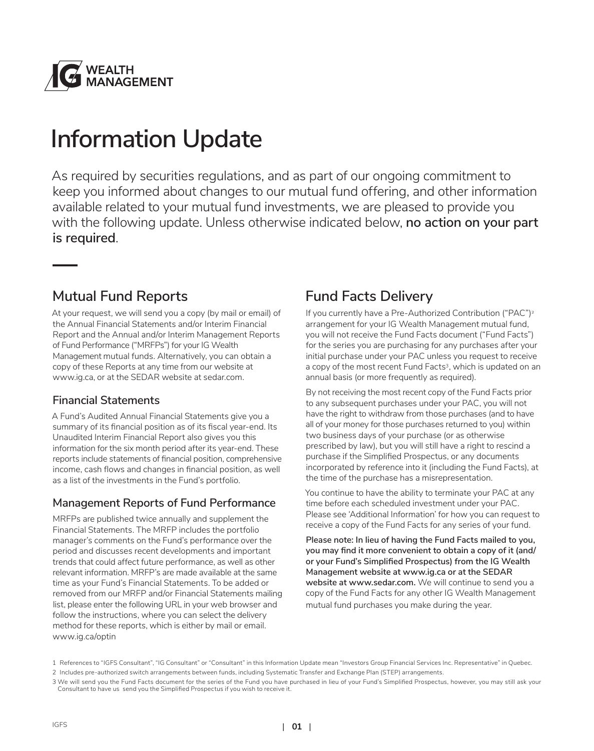IG WEALTH MANAGEMENT

# Information Update

As required by securities regulations, and as part of our ongoing commitment to keep you informed about changes to our mutual fund offering, and other information available related to your mutual fund investments, we are pleased to provide you with the following update. Unless otherwise indicated below, **no action on your part is required**.

## Mutual Fund Reports

At your request, we will send you a copy (by mail or email) of the Annual Financial Statements and/or Interim Financial Report and the Annual and/or Interim Management Reports of Fund Performance ("MRFPs") for your IG Wealth Management mutual funds. Alternatively, you can obtain a copy of these Reports at any time from our website at www.ig.ca, or at the SEDAR website at sedar.com.

### Financial Statements

A Fund's Audited Annual Financial Statements give you a summary of its financial position as of its fiscal year-end. Its Unaudited Interim Financial Report also gives you this information for the six month period after its year-end. These reports include statements of financial position, comprehensive income, cash flows and changes in financial position, as well as a list of the investments in the Fund's portfolio.

### Management Reports of Fund Performance

MRFPs are published twice annually and supplement the Financial Statements. The MRFP includes the portfolio manager's comments on the Fund's performance over the period and discusses recent developments and important trends that could affect future performance, as well as other relevant information. MRFP's are made available at the same time as your Fund's Financial Statements. To be added or removed from our MRFP and/or Financial Statements mailing list, please enter the following URL in your web browser and follow the instructions, where you can select the delivery method for these reports, which is either by mail or email. www.ig.ca/optin

## Fund Facts Delivery

If you currently have a Pre-Authorized Contribution ("PAC")[2] arrangement for your IG Wealth Management mutual fund, you will not receive the Fund Facts document ("Fund Facts") for the series you are purchasing for any purchases after your initial purchase under your PAC unless you request to receive a copy of the most recent Fund Facts[3], which is updated on an annual basis (or more frequently as required).

By not receiving the most recent copy of the Fund Facts prior to any subsequent purchases under your PAC, you will not have the right to withdraw from those purchases (and to have all of your money for those purchases returned to you) within two business days of your purchase (or as otherwise prescribed by law), but you will still have a right to rescind a purchase if the Simplified Prospectus, or any documents incorporated by reference into it (including the Fund Facts), at the time of the purchase has a misrepresentation.

You continue to have the ability to terminate your PAC at any time before each scheduled investment under your PAC. Please see 'Additional Information' for how you can request to receive a copy of the Fund Facts for any series of your fund.

**Please note: In lieu of having the Fund Facts mailed to you, you may find it more convenient to obtain a copy of it (and/or your Fund's Simplified Prospectus) from the IG Wealth Management website at www.ig.ca or at the SEDAR website at www.sedar.com.** We will continue to send you a copy of the Fund Facts for any other IG Wealth Management mutual fund purchases you make during the year.

1 References to "IGFS Consultant", "IG Consultant" or "Consultant" in this Information Update mean "Investors Group Financial Services Inc. Representative" in Quebec.

2 Includes pre-authorized switch arrangements between funds, including Systematic Transfer and Exchange Plan (STEP) arrangements.

3 We will send you the Fund Facts document for the series of the Fund you have purchased in lieu of your Fund's Simplified Prospectus, however, you may still ask your Consultant to have us send you the Simplified Prospectus if you wish to receive it.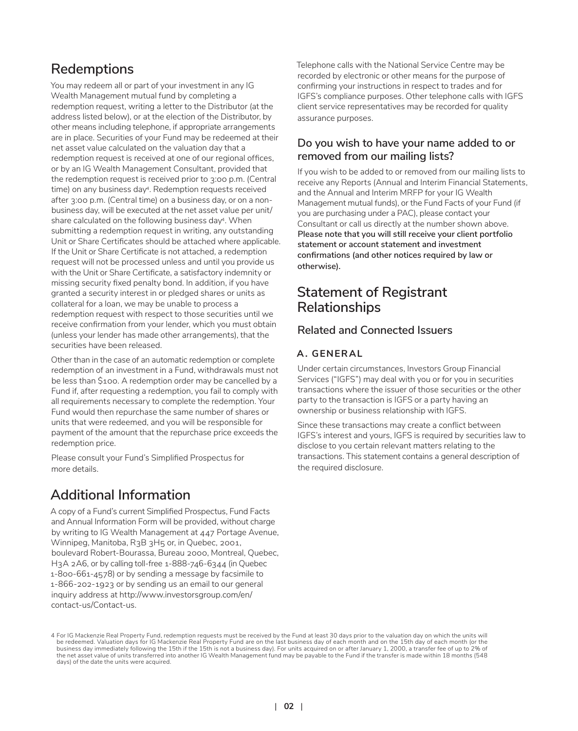## Redemptions

You may redeem all or part of your investment in any IG Wealth Management mutual fund by completing a redemption request, writing a letter to the Distributor (at the address listed below), or at the election of the Distributor, by other means including telephone, if appropriate arrangements are in place. Securities of your Fund may be redeemed at their net asset value calculated on the valuation day that a redemption request is received at one of our regional offices, or by an IG Wealth Management Consultant, provided that the redemption request is received prior to 3:00 p.m. (Central time) on any business day[4]. Redemption requests received after 3:00 p.m. (Central time) on a business day, or on a non-business day, will be executed at the net asset value per unit/ share calculated on the following business day[4]. When submitting a redemption request in writing, any outstanding Unit or Share Certificates should be attached where applicable. If the Unit or Share Certificate is not attached, a redemption request will not be processed unless and until you provide us with the Unit or Share Certificate, a satisfactory indemnity or missing security fixed penalty bond. In addition, if you have granted a security interest in or pledged shares or units as collateral for a loan, we may be unable to process a redemption request with respect to those securities until we receive confirmation from your lender, which you must obtain (unless your lender has made other arrangements), that the securities have been released.

Other than in the case of an automatic redemption or complete redemption of an investment in a Fund, withdrawals must not be less than $100. A redemption order may be cancelled by a Fund if, after requesting a redemption, you fail to comply with all requirements necessary to complete the redemption. Your Fund would then repurchase the same number of shares or units that were redeemed, and you will be responsible for payment of the amount that the repurchase price exceeds the redemption price.

Please consult your Fund's Simplified Prospectus for more details.

## Additional Information

A copy of a Fund's current Simplified Prospectus, Fund Facts and Annual Information Form will be provided, without charge by writing to IG Wealth Management at 447 Portage Avenue, Winnipeg, Manitoba, R3B 3H5 or, in Quebec, 2001, boulevard Robert-Bourassa, Bureau 2000, Montreal, Quebec, H3A 2A6, or by calling toll-free 1-888-746-6344 (in Quebec 1-800-661-4578) or by sending a message by facsimile to 1-866-202-1923 or by sending us an email to our general inquiry address at http://www.investorsgroup.com/en/contact-us/Contact-us.

Telephone calls with the National Service Centre may be recorded by electronic or other means for the purpose of confirming your instructions in respect to trades and for IGFS's compliance purposes. Other telephone calls with IGFS client service representatives may be recorded for quality assurance purposes.

### Do you wish to have your name added to or removed from our mailing lists?

If you wish to be added to or removed from our mailing lists to receive any Reports (Annual and Interim Financial Statements, and the Annual and Interim MRFP for your IG Wealth Management mutual funds), or the Fund Facts of your Fund (if you are purchasing under a PAC), please contact your Consultant or call us directly at the number shown above. **Please note that you will still receive your client portfolio statement or account statement and investment confirmations (and other notices required by law or otherwise).**

## Statement of Registrant Relationships

### Related and Connected Issuers

#### A. GENERAL

Under certain circumstances, Investors Group Financial Services ("IGFS") may deal with you or for you in securities transactions where the issuer of those securities or the other party to the transaction is IGFS or a party having an ownership or business relationship with IGFS.

Since these transactions may create a conflict between IGFS's interest and yours, IGFS is required by securities law to disclose to you certain relevant matters relating to the transactions. This statement contains a general description of the required disclosure.

4 For IG Mackenzie Real Property Fund, redemption requests must be received by the Fund at least 30 days prior to the valuation day on which the units will be redeemed. Valuation days for IG Mackenzie Real Property Fund are on the last business day of each month and on the 15th day of each month (or the business day immediately following the 15th if the 15th is not a business day). For units acquired on or after January 1, 2000, a transfer fee of up to 2% of the net asset value of units transferred into another IG Wealth Management fund may be payable to the Fund if the transfer is made within 18 months (548 days) of the date the units were acquired.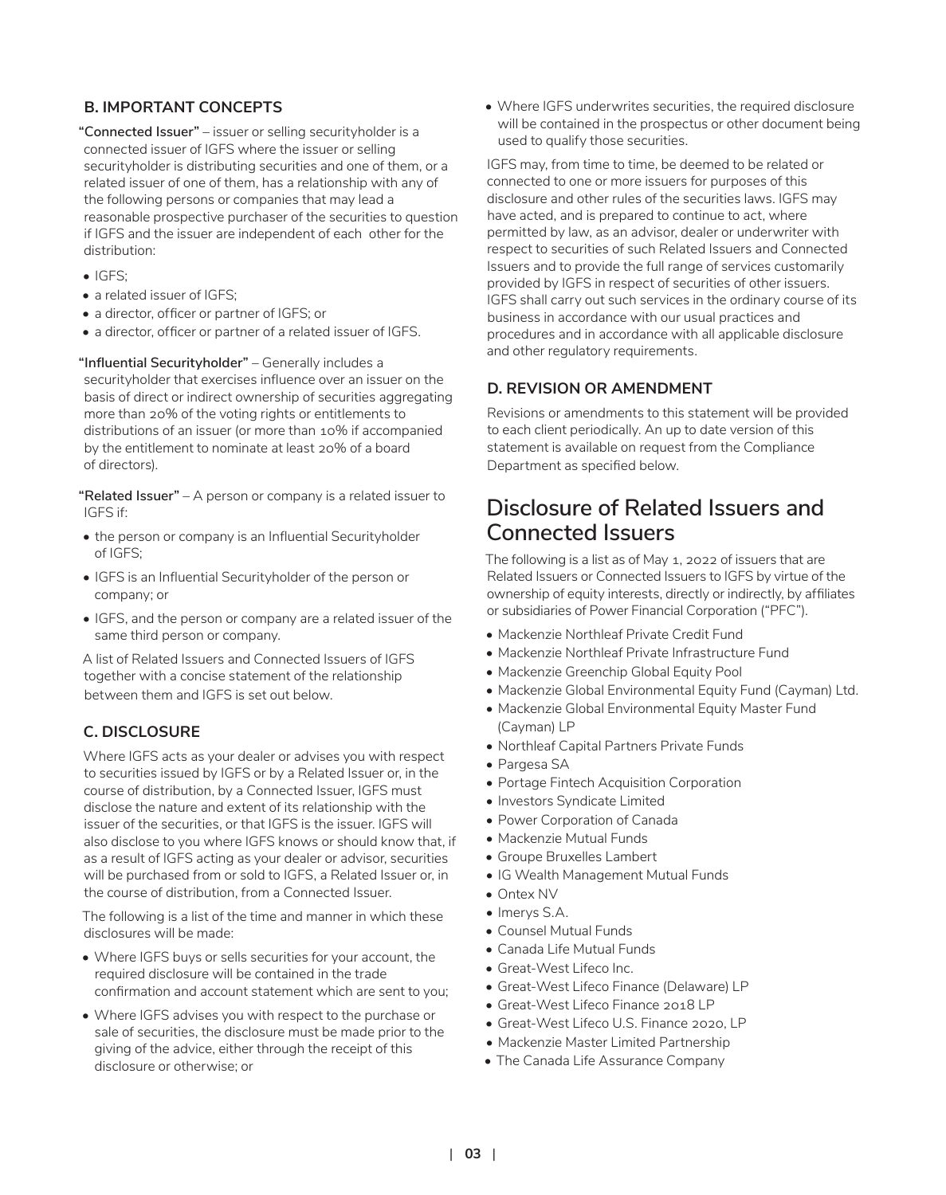### B. IMPORTANT CONCEPTS

**"Connected Issuer"** – issuer or selling securityholder is a connected issuer of IGFS where the issuer or selling securityholder is distributing securities and one of them, or a related issuer of one of them, has a relationship with any of the following persons or companies that may lead a reasonable prospective purchaser of the securities to question if IGFS and the issuer are independent of each other for the distribution:

- IGFS;
- a related issuer of IGFS;
- a director, officer or partner of IGFS; or
- a director, officer or partner of a related issuer of IGFS.

**"Influential Securityholder"** – Generally includes a securityholder that exercises influence over an issuer on the basis of direct or indirect ownership of securities aggregating more than 20% of the voting rights or entitlements to distributions of an issuer (or more than 10% if accompanied by the entitlement to nominate at least 20% of a board of directors).

**"Related Issuer"** – A person or company is a related issuer to IGFS if:

- the person or company is an Influential Securityholder of IGFS;
- IGFS is an Influential Securityholder of the person or company; or
- IGFS, and the person or company are a related issuer of the same third person or company.

A list of Related Issuers and Connected Issuers of IGFS together with a concise statement of the relationship between them and IGFS is set out below.

### C. DISCLOSURE

Where IGFS acts as your dealer or advises you with respect to securities issued by IGFS or by a Related Issuer or, in the course of distribution, by a Connected Issuer, IGFS must disclose the nature and extent of its relationship with the issuer of the securities, or that IGFS is the issuer. IGFS will also disclose to you where IGFS knows or should know that, if as a result of IGFS acting as your dealer or advisor, securities will be purchased from or sold to IGFS, a Related Issuer or, in the course of distribution, from a Connected Issuer.

The following is a list of the time and manner in which these disclosures will be made:

- Where IGFS buys or sells securities for your account, the required disclosure will be contained in the trade confirmation and account statement which are sent to you;
- Where IGFS advises you with respect to the purchase or sale of securities, the disclosure must be made prior to the giving of the advice, either through the receipt of this disclosure or otherwise; or
- Where IGFS underwrites securities, the required disclosure will be contained in the prospectus or other document being used to qualify those securities.

IGFS may, from time to time, be deemed to be related or connected to one or more issuers for purposes of this disclosure and other rules of the securities laws. IGFS may have acted, and is prepared to continue to act, where permitted by law, as an advisor, dealer or underwriter with respect to securities of such Related Issuers and Connected Issuers and to provide the full range of services customarily provided by IGFS in respect of securities of other issuers. IGFS shall carry out such services in the ordinary course of its business in accordance with our usual practices and procedures and in accordance with all applicable disclosure and other regulatory requirements.

### D. REVISION OR AMENDMENT

Revisions or amendments to this statement will be provided to each client periodically. An up to date version of this statement is available on request from the Compliance Department as specified below.

## Disclosure of Related Issuers and Connected Issuers

The following is a list as of May 1, 2022 of issuers that are Related Issuers or Connected Issuers to IGFS by virtue of the ownership of equity interests, directly or indirectly, by affiliates or subsidiaries of Power Financial Corporation ("PFC").

- Mackenzie Northleaf Private Credit Fund
- Mackenzie Northleaf Private Infrastructure Fund
- Mackenzie Greenchip Global Equity Pool
- Mackenzie Global Environmental Equity Fund (Cayman) Ltd.
- Mackenzie Global Environmental Equity Master Fund (Cayman) LP
- Northleaf Capital Partners Private Funds
- Pargesa SA
- Portage Fintech Acquisition Corporation
- Investors Syndicate Limited
- Power Corporation of Canada
- Mackenzie Mutual Funds
- Groupe Bruxelles Lambert
- IG Wealth Management Mutual Funds
- Ontex NV
- Imerys S.A.
- Counsel Mutual Funds
- Canada Life Mutual Funds
- Great-West Lifeco Inc.
- Great-West Lifeco Finance (Delaware) LP
- Great-West Lifeco Finance 2018 LP
- Great-West Lifeco U.S. Finance 2020, LP
- Mackenzie Master Limited Partnership
- The Canada Life Assurance Company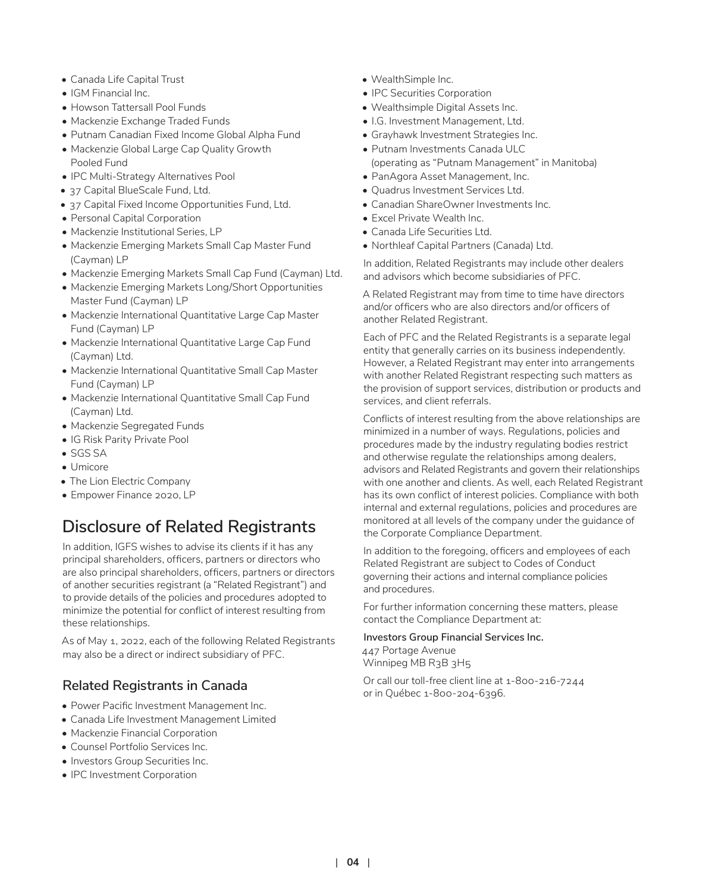- Canada Life Capital Trust
- IGM Financial Inc.
- Howson Tattersall Pool Funds
- Mackenzie Exchange Traded Funds
- Putnam Canadian Fixed Income Global Alpha Fund
- Mackenzie Global Large Cap Quality Growth Pooled Fund
- IPC Multi-Strategy Alternatives Pool
- 37 Capital BlueScale Fund, Ltd.
- 37 Capital Fixed Income Opportunities Fund, Ltd.
- Personal Capital Corporation
- Mackenzie Institutional Series, LP
- Mackenzie Emerging Markets Small Cap Master Fund (Cayman) LP
- Mackenzie Emerging Markets Small Cap Fund (Cayman) Ltd.
- Mackenzie Emerging Markets Long/Short Opportunities Master Fund (Cayman) LP
- Mackenzie International Quantitative Large Cap Master Fund (Cayman) LP
- Mackenzie International Quantitative Large Cap Fund (Cayman) Ltd.
- Mackenzie International Quantitative Small Cap Master Fund (Cayman) LP
- Mackenzie International Quantitative Small Cap Fund (Cayman) Ltd.
- Mackenzie Segregated Funds
- IG Risk Parity Private Pool
- SGS SA
- Umicore
- The Lion Electric Company
- Empower Finance 2020, LP

## Disclosure of Related Registrants

In addition, IGFS wishes to advise its clients if it has any principal shareholders, officers, partners or directors who are also principal shareholders, officers, partners or directors of another securities registrant (a "Related Registrant") and to provide details of the policies and procedures adopted to minimize the potential for conflict of interest resulting from these relationships.

As of May 1, 2022, each of the following Related Registrants may also be a direct or indirect subsidiary of PFC.

### Related Registrants in Canada

- Power Pacific Investment Management Inc.
- Canada Life Investment Management Limited
- Mackenzie Financial Corporation
- Counsel Portfolio Services Inc.
- Investors Group Securities Inc.
- IPC Investment Corporation
- WealthSimple Inc.
- IPC Securities Corporation
- Wealthsimple Digital Assets Inc.
- I.G. Investment Management, Ltd.
- Grayhawk Investment Strategies Inc.
- Putnam Investments Canada ULC (operating as "Putnam Management" in Manitoba)
- PanAgora Asset Management, Inc.
- Quadrus Investment Services Ltd.
- Canadian ShareOwner Investments Inc.
- Excel Private Wealth Inc.
- Canada Life Securities Ltd.
- Northleaf Capital Partners (Canada) Ltd.

In addition, Related Registrants may include other dealers and advisors which become subsidiaries of PFC.

A Related Registrant may from time to time have directors and/or officers who are also directors and/or officers of another Related Registrant.

Each of PFC and the Related Registrants is a separate legal entity that generally carries on its business independently. However, a Related Registrant may enter into arrangements with another Related Registrant respecting such matters as the provision of support services, distribution or products and services, and client referrals.

Conflicts of interest resulting from the above relationships are minimized in a number of ways. Regulations, policies and procedures made by the industry regulating bodies restrict and otherwise regulate the relationships among dealers, advisors and Related Registrants and govern their relationships with one another and clients. As well, each Related Registrant has its own conflict of interest policies. Compliance with both internal and external regulations, policies and procedures are monitored at all levels of the company under the guidance of the Corporate Compliance Department.

In addition to the foregoing, officers and employees of each Related Registrant are subject to Codes of Conduct governing their actions and internal compliance policies and procedures.

For further information concerning these matters, please contact the Compliance Department at:

**Investors Group Financial Services Inc.**
447 Portage Avenue
Winnipeg MB R3B 3H5

Or call our toll-free client line at 1-800-216-7244 or in Québec 1-800-204-6396.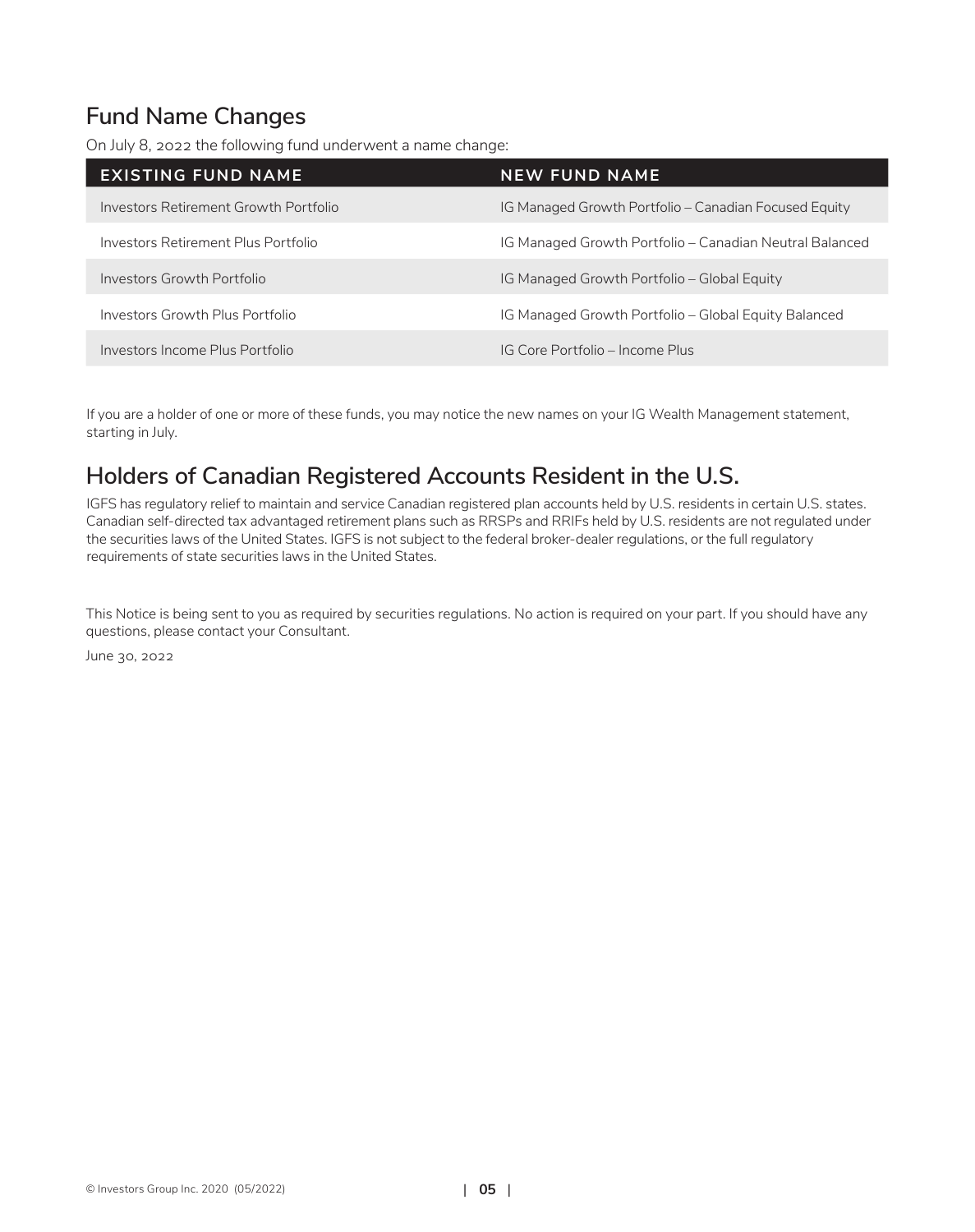## Fund Name Changes

On July 8, 2022 the following fund underwent a name change:

| EXISTING FUND NAME | NEW FUND NAME |
|---|---|
| Investors Retirement Growth Portfolio | IG Managed Growth Portfolio – Canadian Focused Equity |
| Investors Retirement Plus Portfolio | IG Managed Growth Portfolio – Canadian Neutral Balanced |
| Investors Growth Portfolio | IG Managed Growth Portfolio – Global Equity |
| Investors Growth Plus Portfolio | IG Managed Growth Portfolio – Global Equity Balanced |
| Investors Income Plus Portfolio | IG Core Portfolio – Income Plus |

If you are a holder of one or more of these funds, you may notice the new names on your IG Wealth Management statement, starting in July.

## Holders of Canadian Registered Accounts Resident in the U.S.

IGFS has regulatory relief to maintain and service Canadian registered plan accounts held by U.S. residents in certain U.S. states. Canadian self-directed tax advantaged retirement plans such as RRSPs and RRIFs held by U.S. residents are not regulated under the securities laws of the United States. IGFS is not subject to the federal broker-dealer regulations, or the full regulatory requirements of state securities laws in the United States.

This Notice is being sent to you as required by securities regulations. No action is required on your part. If you should have any questions, please contact your Consultant.

June 30, 2022

© Investors Group Inc. 2020 (05/2022)